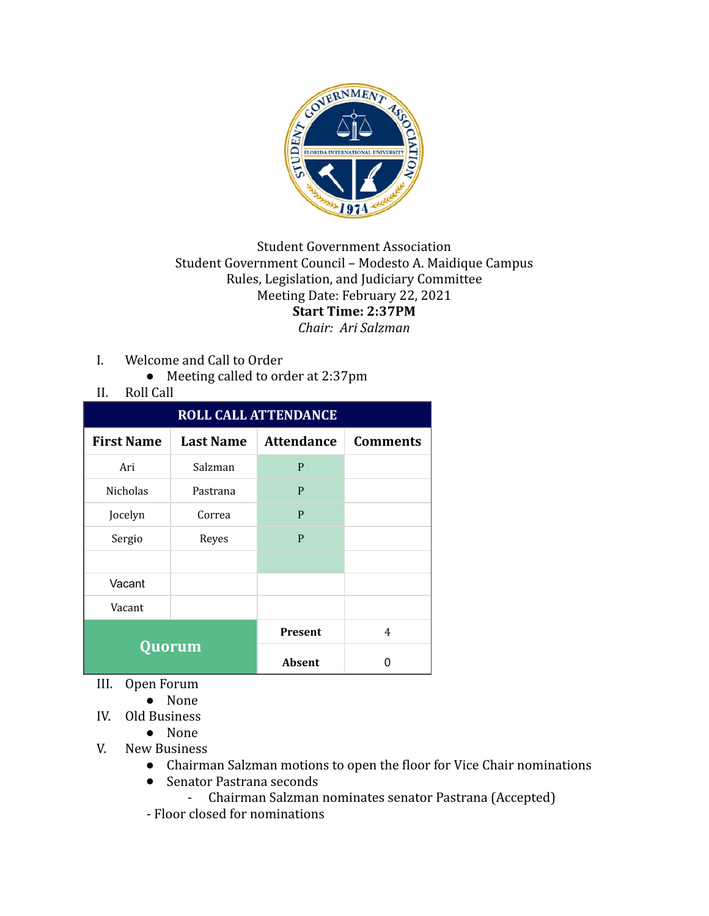Student Government Association
Student Government Council – Modesto A. Maidique Campus
Rules, Legislation, and Judiciary Committee
Meeting Date: February 22, 2021
**Start Time: 2:37PM**
*Chair: Ari Salzman*

I. Welcome and Call to Order
   - Meeting called to order at 2:37pm

II. Roll Call

| ROLL CALL ATTENDANCE | | | |
|---|---|---|---|
| **First Name** | **Last Name** | **Attendance** | **Comments** |
| Ari | Salzman | P | |
| Nicholas | Pastrana | P | |
| Jocelyn | Correa | P | |
| Sergio | Reyes | P | |
| | | | |
| Vacant | | | |
| Vacant | | | |
| **Quorum** | | **Present** | 4 |
| | | **Absent** | 0 |

III. Open Forum
   - None

IV. Old Business
   - None

V. New Business
   - Chairman Salzman motions to open the floor for Vice Chair nominations
   - Senator Pastrana seconds
     - Chairman Salzman nominates senator Pastrana (Accepted)

   - Floor closed for nominations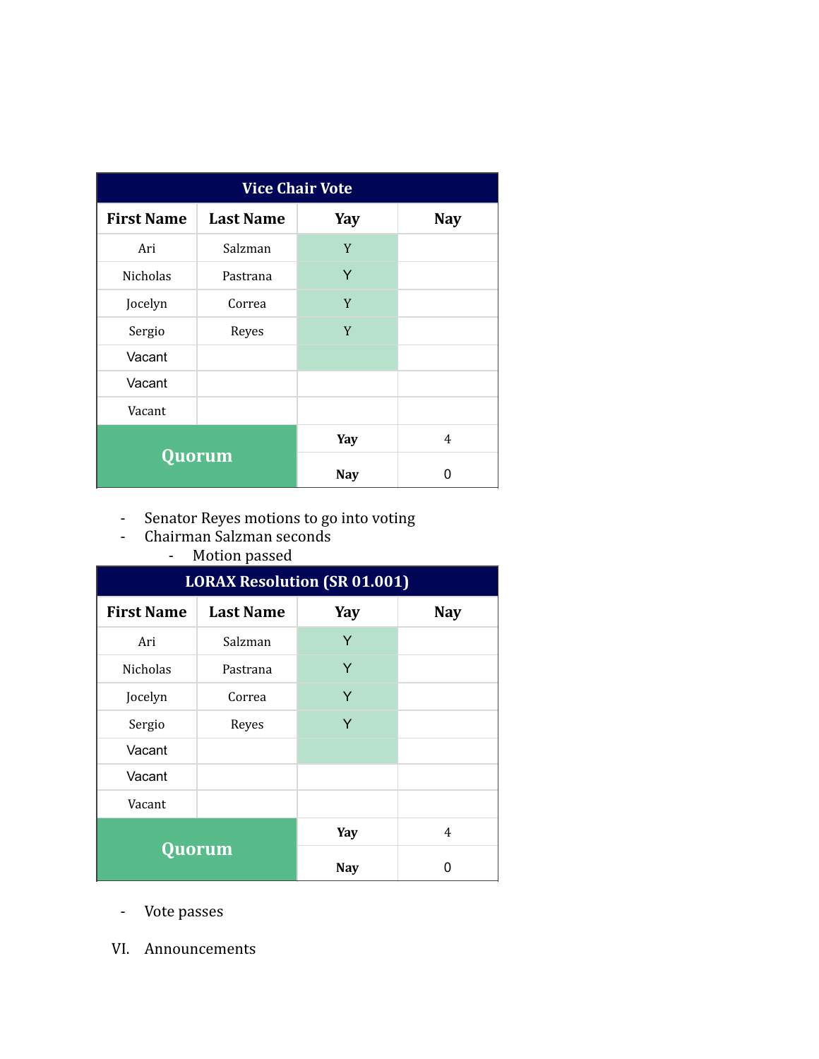| Vice Chair Vote | | | |
|---|---|---|---|
| **First Name** | **Last Name** | **Yay** | **Nay** |
| Ari | Salzman | Y | |
| Nicholas | Pastrana | Y | |
| Jocelyn | Correa | Y | |
| Sergio | Reyes | Y | |
| Vacant | | | |
| Vacant | | | |
| Vacant | | | |
| **Quorum** | | **Yay** | 4 |
| | | **Nay** | 0 |

- Senator Reyes motions to go into voting
- Chairman Salzman seconds
    - Motion passed

| LORAX Resolution (SR 01.001) | | | |
|---|---|---|---|
| **First Name** | **Last Name** | **Yay** | **Nay** |
| Ari | Salzman | Y | |
| Nicholas | Pastrana | Y | |
| Jocelyn | Correa | Y | |
| Sergio | Reyes | Y | |
| Vacant | | | |
| Vacant | | | |
| Vacant | | | |
| **Quorum** | | **Yay** | 4 |
| | | **Nay** | 0 |

- Vote passes

VI. Announcements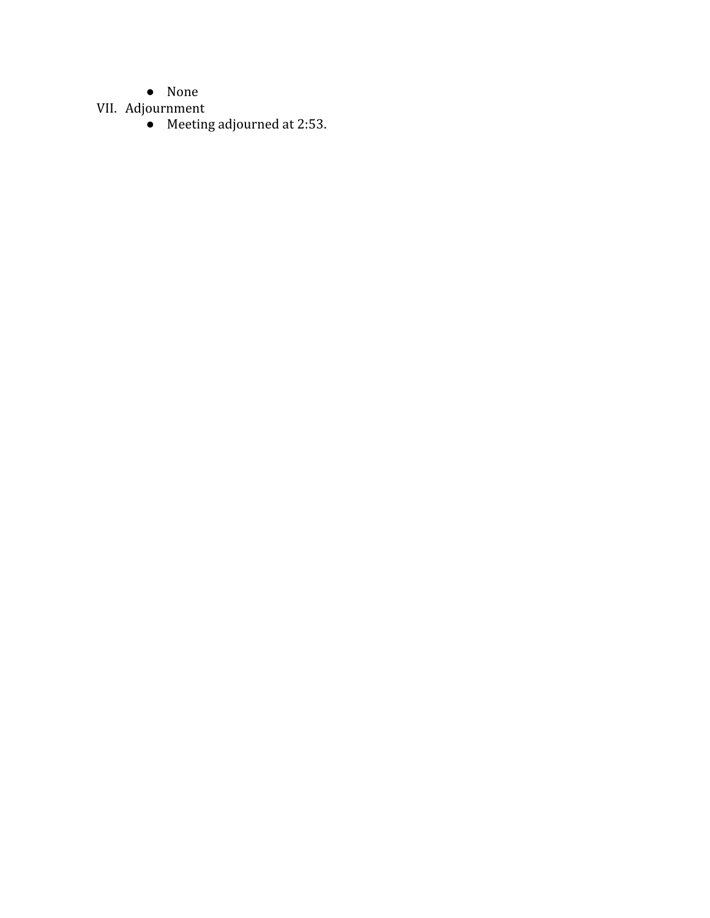- None

VII. Adjournment

- Meeting adjourned at 2:53.